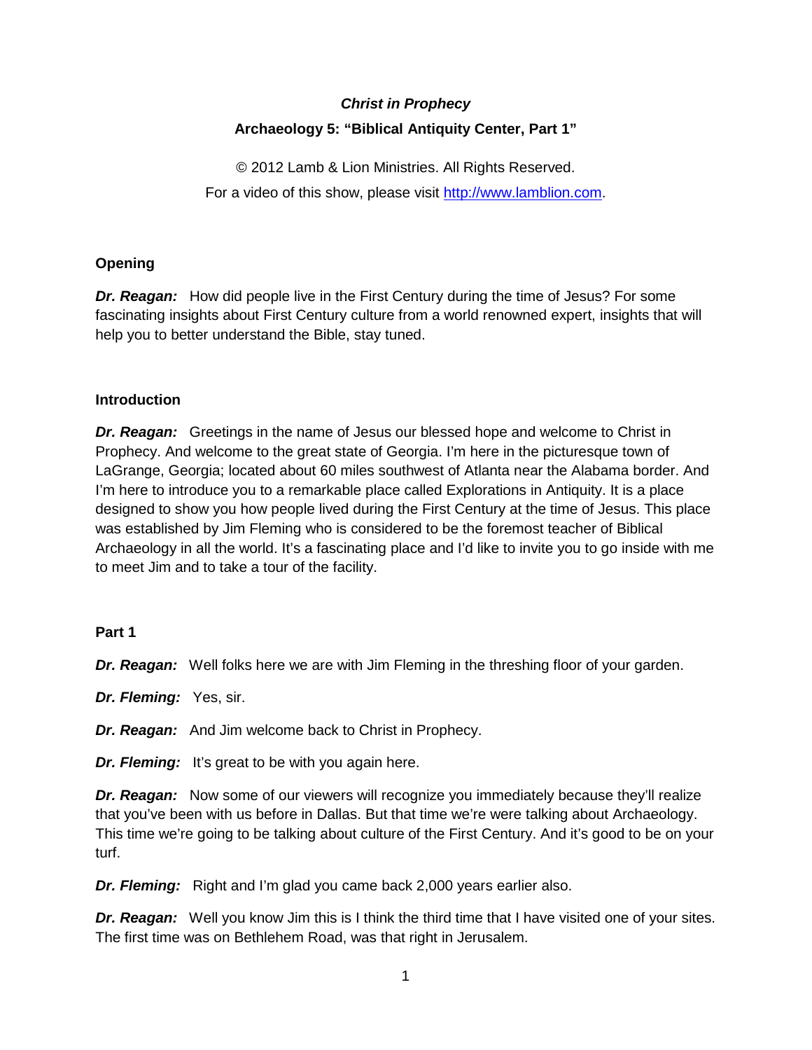***Christ in Prophecy***

**Archaeology 5: "Biblical Antiquity Center, Part 1"**

© 2012 Lamb & Lion Ministries. All Rights Reserved.

For a video of this show, please visit http://www.lamblion.com.

**Opening**

***Dr. Reagan:*** How did people live in the First Century during the time of Jesus? For some fascinating insights about First Century culture from a world renowned expert, insights that will help you to better understand the Bible, stay tuned.

**Introduction**

***Dr. Reagan:*** Greetings in the name of Jesus our blessed hope and welcome to Christ in Prophecy. And welcome to the great state of Georgia. I'm here in the picturesque town of LaGrange, Georgia; located about 60 miles southwest of Atlanta near the Alabama border. And I'm here to introduce you to a remarkable place called Explorations in Antiquity. It is a place designed to show you how people lived during the First Century at the time of Jesus. This place was established by Jim Fleming who is considered to be the foremost teacher of Biblical Archaeology in all the world. It's a fascinating place and I'd like to invite you to go inside with me to meet Jim and to take a tour of the facility.

**Part 1**

***Dr. Reagan:*** Well folks here we are with Jim Fleming in the threshing floor of your garden.

***Dr. Fleming:*** Yes, sir.

***Dr. Reagan:*** And Jim welcome back to Christ in Prophecy.

***Dr. Fleming:*** It's great to be with you again here.

***Dr. Reagan:*** Now some of our viewers will recognize you immediately because they'll realize that you've been with us before in Dallas. But that time we're were talking about Archaeology. This time we're going to be talking about culture of the First Century. And it's good to be on your turf.

***Dr. Fleming:*** Right and I'm glad you came back 2,000 years earlier also.

***Dr. Reagan:*** Well you know Jim this is I think the third time that I have visited one of your sites. The first time was on Bethlehem Road, was that right in Jerusalem.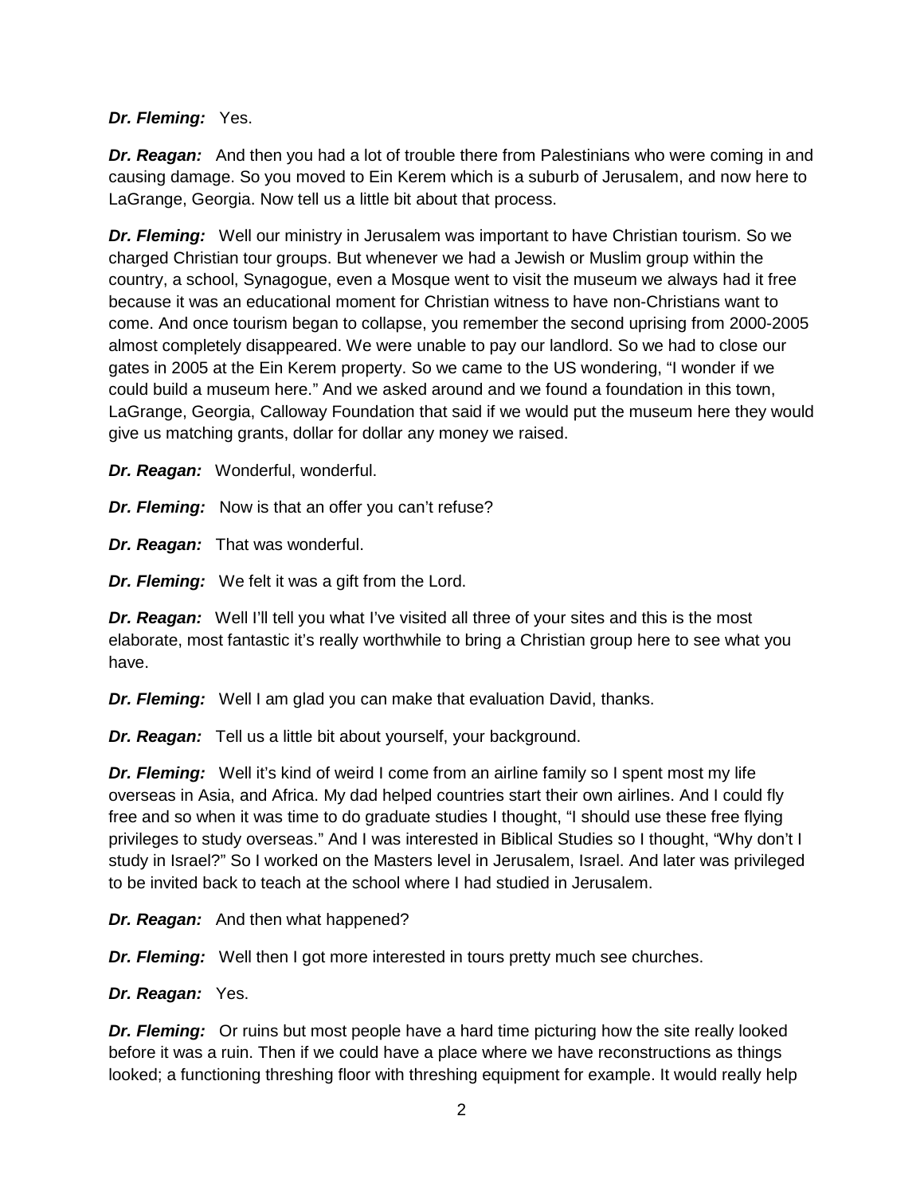***Dr. Fleming:*** Yes.

***Dr. Reagan:*** And then you had a lot of trouble there from Palestinians who were coming in and causing damage. So you moved to Ein Kerem which is a suburb of Jerusalem, and now here to LaGrange, Georgia. Now tell us a little bit about that process.

***Dr. Fleming:*** Well our ministry in Jerusalem was important to have Christian tourism. So we charged Christian tour groups. But whenever we had a Jewish or Muslim group within the country, a school, Synagogue, even a Mosque went to visit the museum we always had it free because it was an educational moment for Christian witness to have non-Christians want to come. And once tourism began to collapse, you remember the second uprising from 2000-2005 almost completely disappeared. We were unable to pay our landlord. So we had to close our gates in 2005 at the Ein Kerem property. So we came to the US wondering, "I wonder if we could build a museum here." And we asked around and we found a foundation in this town, LaGrange, Georgia, Calloway Foundation that said if we would put the museum here they would give us matching grants, dollar for dollar any money we raised.

***Dr. Reagan:*** Wonderful, wonderful.

***Dr. Fleming:*** Now is that an offer you can't refuse?

***Dr. Reagan:*** That was wonderful.

***Dr. Fleming:*** We felt it was a gift from the Lord.

***Dr. Reagan:*** Well I'll tell you what I've visited all three of your sites and this is the most elaborate, most fantastic it's really worthwhile to bring a Christian group here to see what you have.

***Dr. Fleming:*** Well I am glad you can make that evaluation David, thanks.

***Dr. Reagan:*** Tell us a little bit about yourself, your background.

***Dr. Fleming:*** Well it's kind of weird I come from an airline family so I spent most my life overseas in Asia, and Africa. My dad helped countries start their own airlines. And I could fly free and so when it was time to do graduate studies I thought, "I should use these free flying privileges to study overseas." And I was interested in Biblical Studies so I thought, "Why don't I study in Israel?" So I worked on the Masters level in Jerusalem, Israel. And later was privileged to be invited back to teach at the school where I had studied in Jerusalem.

***Dr. Reagan:*** And then what happened?

***Dr. Fleming:*** Well then I got more interested in tours pretty much see churches.

***Dr. Reagan:*** Yes.

***Dr. Fleming:*** Or ruins but most people have a hard time picturing how the site really looked before it was a ruin. Then if we could have a place where we have reconstructions as things looked; a functioning threshing floor with threshing equipment for example. It would really help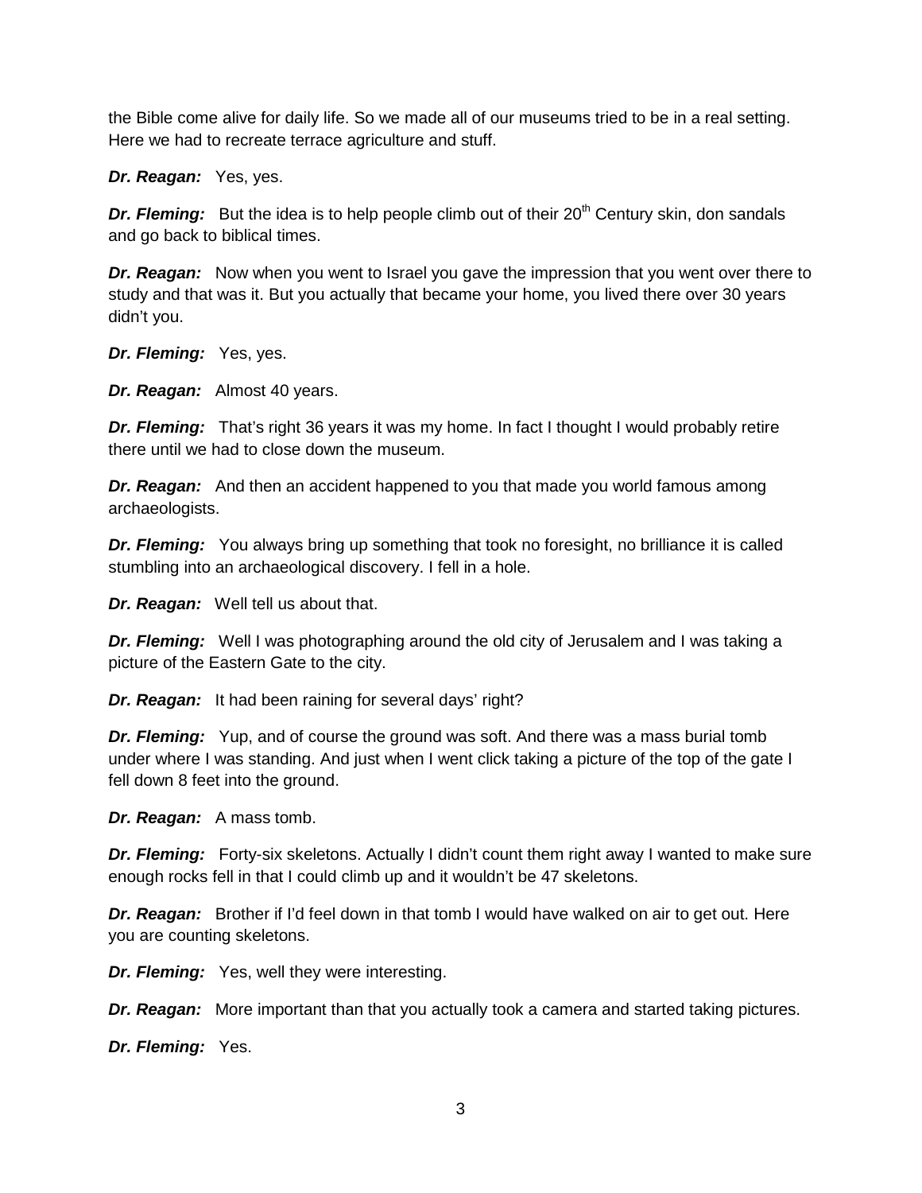the Bible come alive for daily life. So we made all of our museums tried to be in a real setting. Here we had to recreate terrace agriculture and stuff.

***Dr. Reagan:*** Yes, yes.

***Dr. Fleming:*** But the idea is to help people climb out of their 20th Century skin, don sandals and go back to biblical times.

***Dr. Reagan:*** Now when you went to Israel you gave the impression that you went over there to study and that was it. But you actually that became your home, you lived there over 30 years didn't you.

***Dr. Fleming:*** Yes, yes.

***Dr. Reagan:*** Almost 40 years.

***Dr. Fleming:*** That's right 36 years it was my home. In fact I thought I would probably retire there until we had to close down the museum.

***Dr. Reagan:*** And then an accident happened to you that made you world famous among archaeologists.

***Dr. Fleming:*** You always bring up something that took no foresight, no brilliance it is called stumbling into an archaeological discovery. I fell in a hole.

***Dr. Reagan:*** Well tell us about that.

***Dr. Fleming:*** Well I was photographing around the old city of Jerusalem and I was taking a picture of the Eastern Gate to the city.

***Dr. Reagan:*** It had been raining for several days' right?

***Dr. Fleming:*** Yup, and of course the ground was soft. And there was a mass burial tomb under where I was standing. And just when I went click taking a picture of the top of the gate I fell down 8 feet into the ground.

***Dr. Reagan:*** A mass tomb.

***Dr. Fleming:*** Forty-six skeletons. Actually I didn't count them right away I wanted to make sure enough rocks fell in that I could climb up and it wouldn't be 47 skeletons.

***Dr. Reagan:*** Brother if I'd feel down in that tomb I would have walked on air to get out. Here you are counting skeletons.

***Dr. Fleming:*** Yes, well they were interesting.

***Dr. Reagan:*** More important than that you actually took a camera and started taking pictures.

***Dr. Fleming:*** Yes.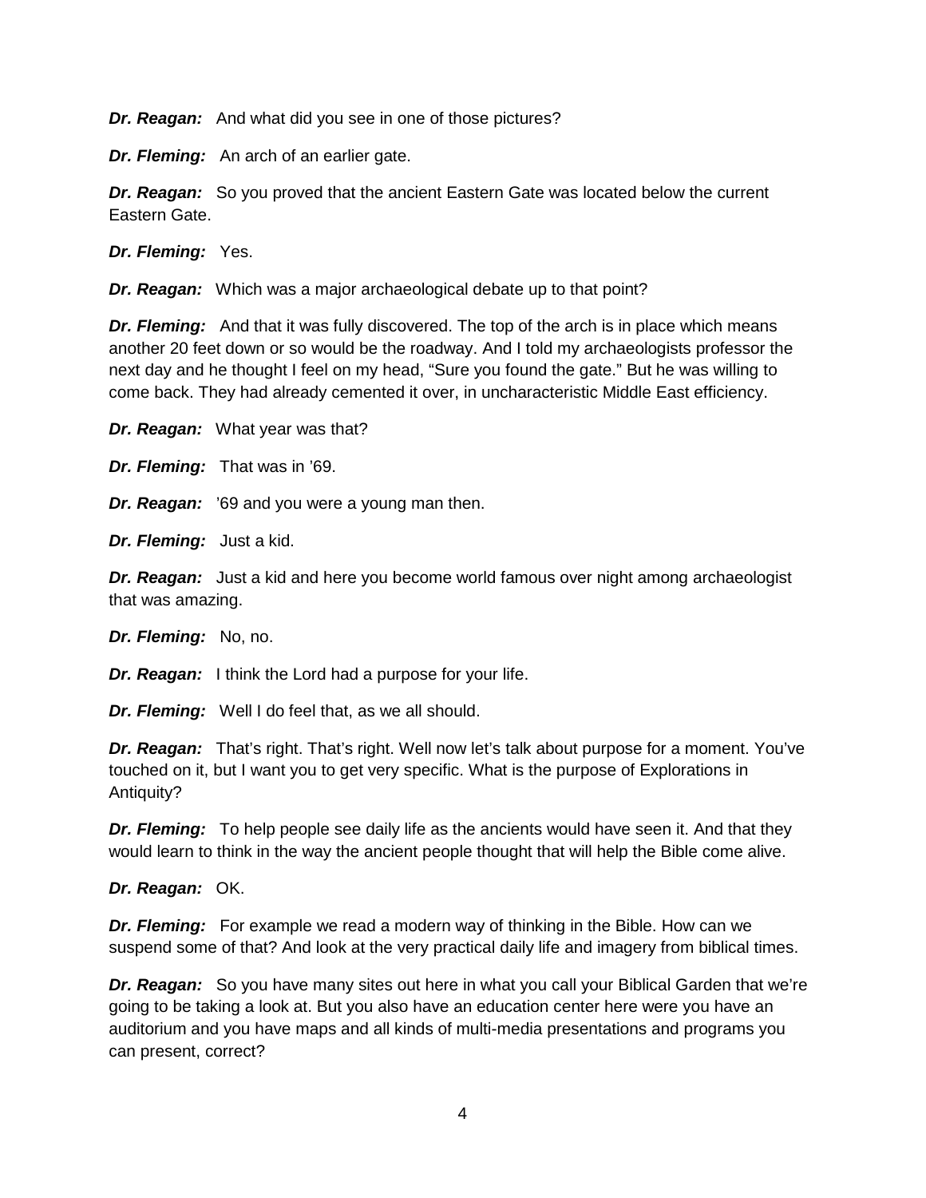***Dr. Reagan:*** And what did you see in one of those pictures?

***Dr. Fleming:*** An arch of an earlier gate.

***Dr. Reagan:*** So you proved that the ancient Eastern Gate was located below the current Eastern Gate.

***Dr. Fleming:*** Yes.

***Dr. Reagan:*** Which was a major archaeological debate up to that point?

***Dr. Fleming:*** And that it was fully discovered. The top of the arch is in place which means another 20 feet down or so would be the roadway. And I told my archaeologists professor the next day and he thought I feel on my head, "Sure you found the gate." But he was willing to come back. They had already cemented it over, in uncharacteristic Middle East efficiency.

***Dr. Reagan:*** What year was that?

***Dr. Fleming:*** That was in '69.

***Dr. Reagan:*** '69 and you were a young man then.

***Dr. Fleming:*** Just a kid.

***Dr. Reagan:*** Just a kid and here you become world famous over night among archaeologist that was amazing.

***Dr. Fleming:*** No, no.

***Dr. Reagan:*** I think the Lord had a purpose for your life.

***Dr. Fleming:*** Well I do feel that, as we all should.

***Dr. Reagan:*** That's right. That's right. Well now let's talk about purpose for a moment. You've touched on it, but I want you to get very specific. What is the purpose of Explorations in Antiquity?

***Dr. Fleming:*** To help people see daily life as the ancients would have seen it. And that they would learn to think in the way the ancient people thought that will help the Bible come alive.

***Dr. Reagan:*** OK.

***Dr. Fleming:*** For example we read a modern way of thinking in the Bible. How can we suspend some of that? And look at the very practical daily life and imagery from biblical times.

***Dr. Reagan:*** So you have many sites out here in what you call your Biblical Garden that we're going to be taking a look at. But you also have an education center here were you have an auditorium and you have maps and all kinds of multi-media presentations and programs you can present, correct?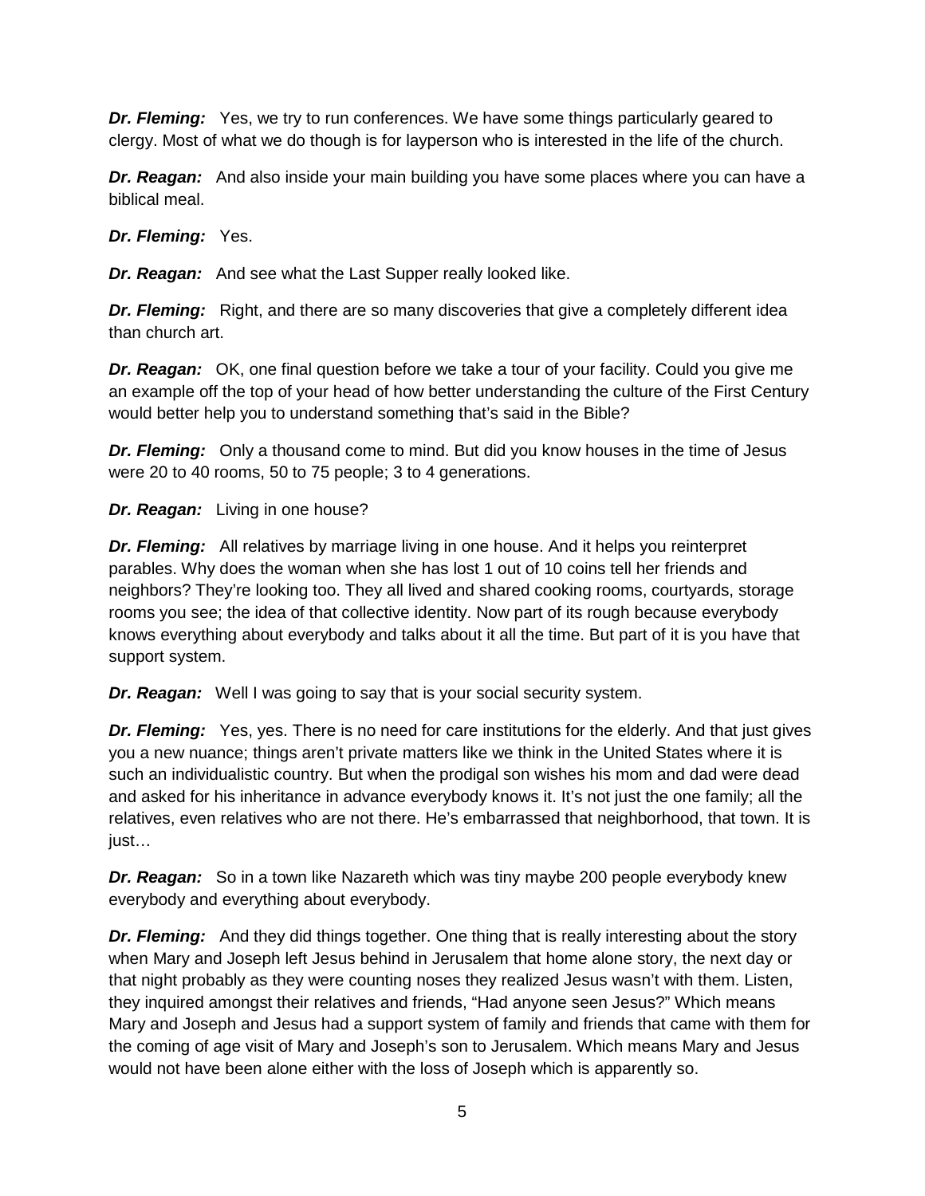***Dr. Fleming:*** Yes, we try to run conferences. We have some things particularly geared to clergy. Most of what we do though is for layperson who is interested in the life of the church.

***Dr. Reagan:*** And also inside your main building you have some places where you can have a biblical meal.

***Dr. Fleming:*** Yes.

***Dr. Reagan:*** And see what the Last Supper really looked like.

***Dr. Fleming:*** Right, and there are so many discoveries that give a completely different idea than church art.

***Dr. Reagan:*** OK, one final question before we take a tour of your facility. Could you give me an example off the top of your head of how better understanding the culture of the First Century would better help you to understand something that's said in the Bible?

***Dr. Fleming:*** Only a thousand come to mind. But did you know houses in the time of Jesus were 20 to 40 rooms, 50 to 75 people; 3 to 4 generations.

***Dr. Reagan:*** Living in one house?

***Dr. Fleming:*** All relatives by marriage living in one house. And it helps you reinterpret parables. Why does the woman when she has lost 1 out of 10 coins tell her friends and neighbors? They're looking too. They all lived and shared cooking rooms, courtyards, storage rooms you see; the idea of that collective identity. Now part of its rough because everybody knows everything about everybody and talks about it all the time. But part of it is you have that support system.

***Dr. Reagan:*** Well I was going to say that is your social security system.

***Dr. Fleming:*** Yes, yes. There is no need for care institutions for the elderly. And that just gives you a new nuance; things aren't private matters like we think in the United States where it is such an individualistic country. But when the prodigal son wishes his mom and dad were dead and asked for his inheritance in advance everybody knows it. It's not just the one family; all the relatives, even relatives who are not there. He's embarrassed that neighborhood, that town. It is just…

***Dr. Reagan:*** So in a town like Nazareth which was tiny maybe 200 people everybody knew everybody and everything about everybody.

***Dr. Fleming:*** And they did things together. One thing that is really interesting about the story when Mary and Joseph left Jesus behind in Jerusalem that home alone story, the next day or that night probably as they were counting noses they realized Jesus wasn't with them. Listen, they inquired amongst their relatives and friends, "Had anyone seen Jesus?" Which means Mary and Joseph and Jesus had a support system of family and friends that came with them for the coming of age visit of Mary and Joseph's son to Jerusalem. Which means Mary and Jesus would not have been alone either with the loss of Joseph which is apparently so.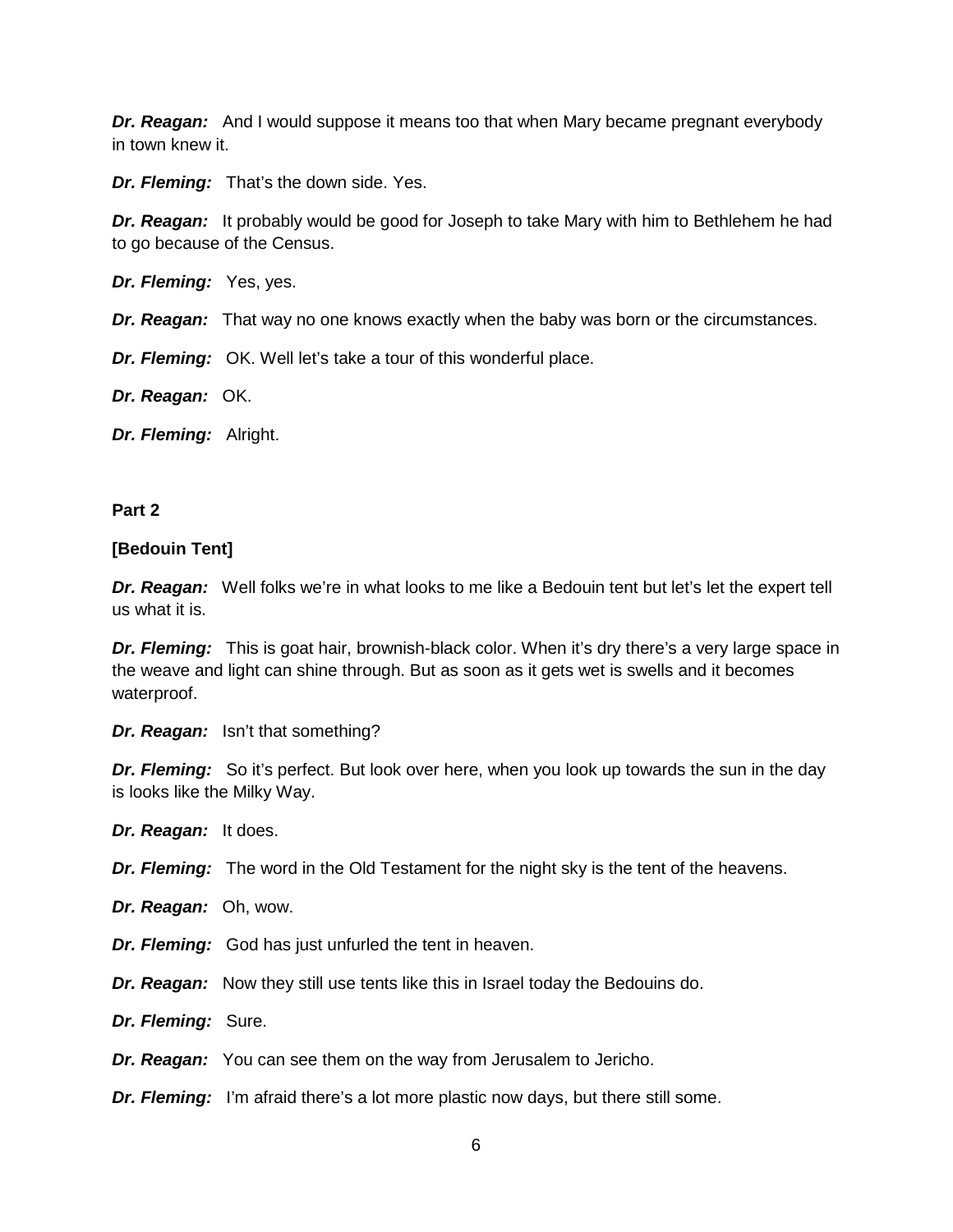***Dr. Reagan:*** And I would suppose it means too that when Mary became pregnant everybody in town knew it.

***Dr. Fleming:*** That's the down side. Yes.

***Dr. Reagan:*** It probably would be good for Joseph to take Mary with him to Bethlehem he had to go because of the Census.

***Dr. Fleming:*** Yes, yes.

***Dr. Reagan:*** That way no one knows exactly when the baby was born or the circumstances.

***Dr. Fleming:*** OK. Well let's take a tour of this wonderful place.

***Dr. Reagan:*** OK.

***Dr. Fleming:*** Alright.

**Part 2**

**[Bedouin Tent]**

***Dr. Reagan:*** Well folks we're in what looks to me like a Bedouin tent but let's let the expert tell us what it is.

***Dr. Fleming:*** This is goat hair, brownish-black color. When it's dry there's a very large space in the weave and light can shine through. But as soon as it gets wet is swells and it becomes waterproof.

***Dr. Reagan:*** Isn't that something?

***Dr. Fleming:*** So it's perfect. But look over here, when you look up towards the sun in the day is looks like the Milky Way.

***Dr. Reagan:*** It does.

***Dr. Fleming:*** The word in the Old Testament for the night sky is the tent of the heavens.

***Dr. Reagan:*** Oh, wow.

***Dr. Fleming:*** God has just unfurled the tent in heaven.

***Dr. Reagan:*** Now they still use tents like this in Israel today the Bedouins do.

***Dr. Fleming:*** Sure.

***Dr. Reagan:*** You can see them on the way from Jerusalem to Jericho.

***Dr. Fleming:*** I'm afraid there's a lot more plastic now days, but there still some.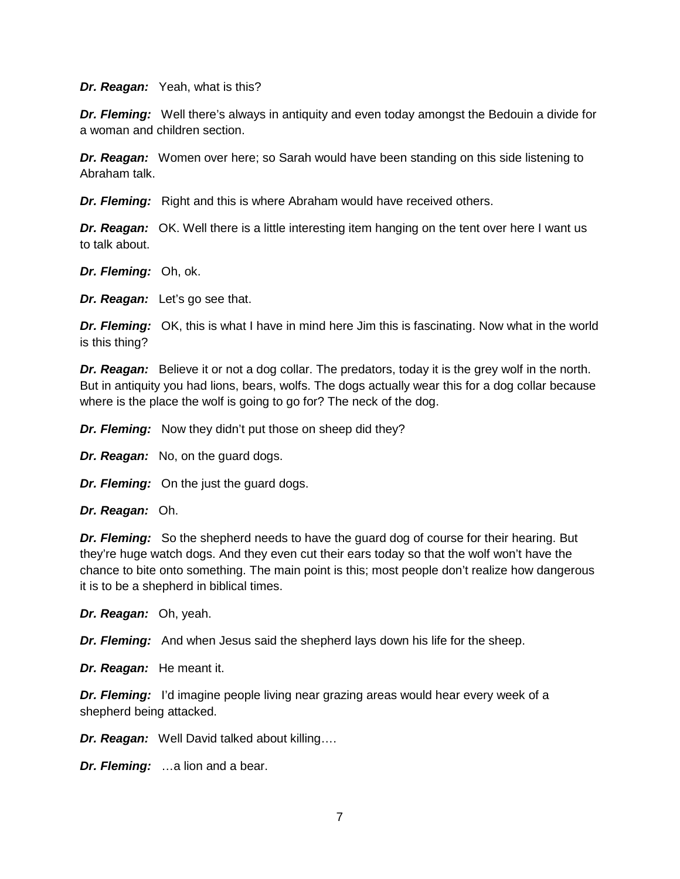***Dr. Reagan:*** Yeah, what is this?

***Dr. Fleming:*** Well there's always in antiquity and even today amongst the Bedouin a divide for a woman and children section.

***Dr. Reagan:*** Women over here; so Sarah would have been standing on this side listening to Abraham talk.

***Dr. Fleming:*** Right and this is where Abraham would have received others.

***Dr. Reagan:*** OK. Well there is a little interesting item hanging on the tent over here I want us to talk about.

***Dr. Fleming:*** Oh, ok.

***Dr. Reagan:*** Let's go see that.

***Dr. Fleming:*** OK, this is what I have in mind here Jim this is fascinating. Now what in the world is this thing?

***Dr. Reagan:*** Believe it or not a dog collar. The predators, today it is the grey wolf in the north. But in antiquity you had lions, bears, wolfs. The dogs actually wear this for a dog collar because where is the place the wolf is going to go for? The neck of the dog.

***Dr. Fleming:*** Now they didn't put those on sheep did they?

***Dr. Reagan:*** No, on the guard dogs.

***Dr. Fleming:*** On the just the guard dogs.

***Dr. Reagan:*** Oh.

***Dr. Fleming:*** So the shepherd needs to have the guard dog of course for their hearing. But they're huge watch dogs. And they even cut their ears today so that the wolf won't have the chance to bite onto something. The main point is this; most people don't realize how dangerous it is to be a shepherd in biblical times.

***Dr. Reagan:*** Oh, yeah.

***Dr. Fleming:*** And when Jesus said the shepherd lays down his life for the sheep.

***Dr. Reagan:*** He meant it.

***Dr. Fleming:*** I'd imagine people living near grazing areas would hear every week of a shepherd being attacked.

***Dr. Reagan:*** Well David talked about killing….

***Dr. Fleming:*** …a lion and a bear.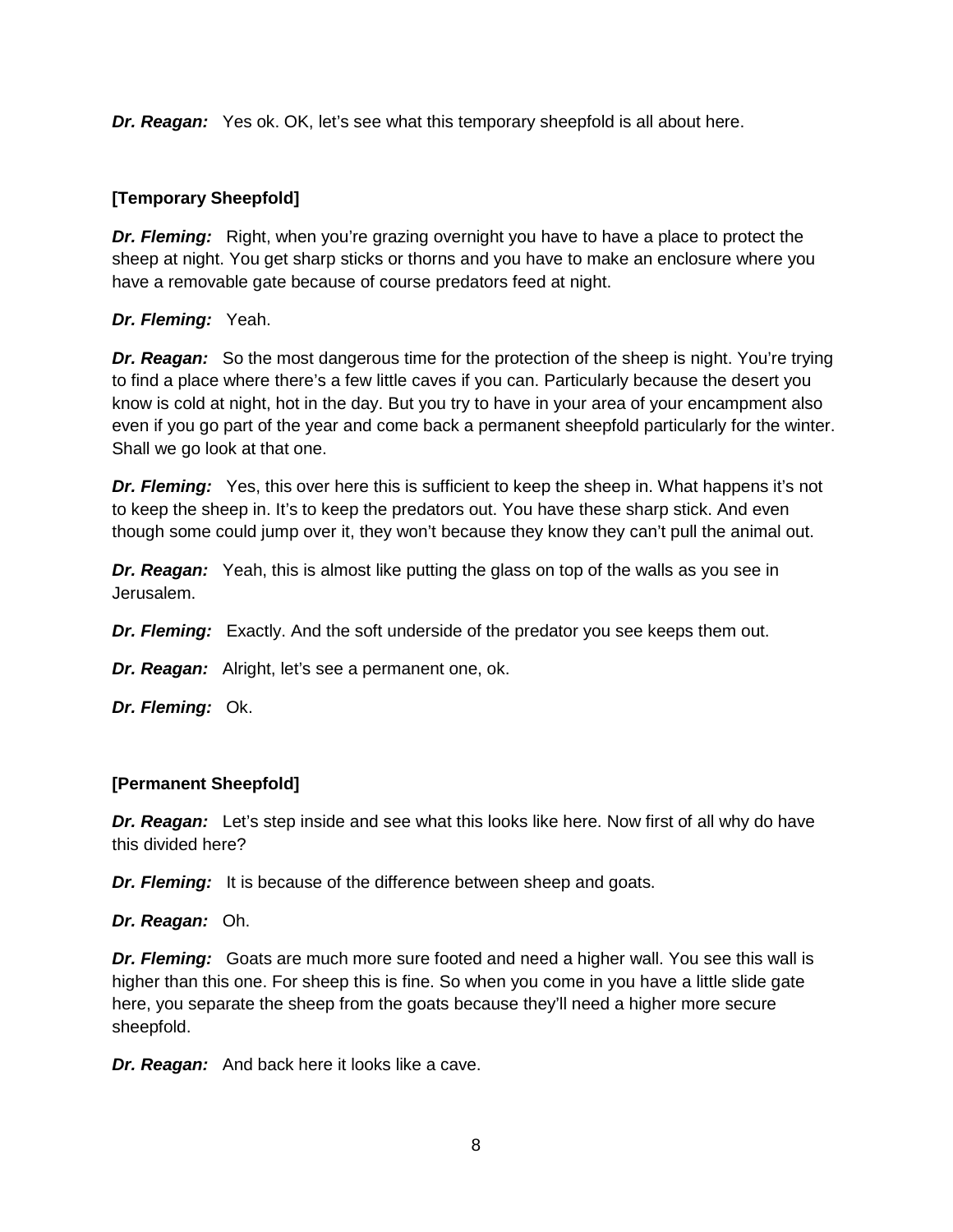***Dr. Reagan:*** Yes ok. OK, let's see what this temporary sheepfold is all about here.

**[Temporary Sheepfold]**

***Dr. Fleming:*** Right, when you're grazing overnight you have to have a place to protect the sheep at night. You get sharp sticks or thorns and you have to make an enclosure where you have a removable gate because of course predators feed at night.

***Dr. Fleming:*** Yeah.

***Dr. Reagan:*** So the most dangerous time for the protection of the sheep is night. You're trying to find a place where there's a few little caves if you can. Particularly because the desert you know is cold at night, hot in the day. But you try to have in your area of your encampment also even if you go part of the year and come back a permanent sheepfold particularly for the winter. Shall we go look at that one.

***Dr. Fleming:*** Yes, this over here this is sufficient to keep the sheep in. What happens it's not to keep the sheep in. It's to keep the predators out. You have these sharp stick. And even though some could jump over it, they won't because they know they can't pull the animal out.

***Dr. Reagan:*** Yeah, this is almost like putting the glass on top of the walls as you see in Jerusalem.

***Dr. Fleming:*** Exactly. And the soft underside of the predator you see keeps them out.

***Dr. Reagan:*** Alright, let's see a permanent one, ok.

***Dr. Fleming:*** Ok.

**[Permanent Sheepfold]**

***Dr. Reagan:*** Let's step inside and see what this looks like here. Now first of all why do have this divided here?

***Dr. Fleming:*** It is because of the difference between sheep and goats.

***Dr. Reagan:*** Oh.

***Dr. Fleming:*** Goats are much more sure footed and need a higher wall. You see this wall is higher than this one. For sheep this is fine. So when you come in you have a little slide gate here, you separate the sheep from the goats because they'll need a higher more secure sheepfold.

***Dr. Reagan:*** And back here it looks like a cave.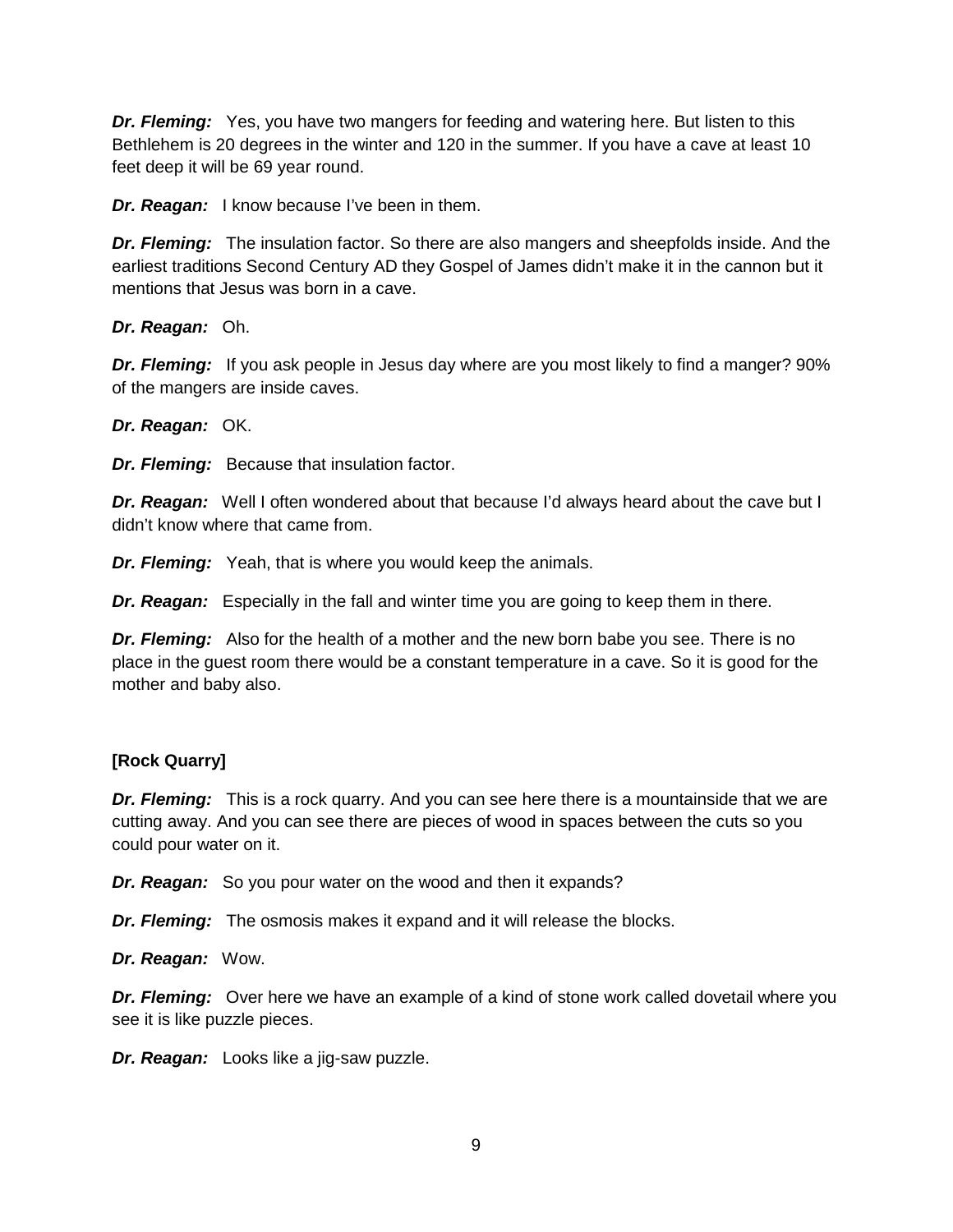***Dr. Fleming:*** Yes, you have two mangers for feeding and watering here. But listen to this Bethlehem is 20 degrees in the winter and 120 in the summer. If you have a cave at least 10 feet deep it will be 69 year round.

***Dr. Reagan:*** I know because I've been in them.

***Dr. Fleming:*** The insulation factor. So there are also mangers and sheepfolds inside. And the earliest traditions Second Century AD they Gospel of James didn't make it in the cannon but it mentions that Jesus was born in a cave.

***Dr. Reagan:*** Oh.

***Dr. Fleming:*** If you ask people in Jesus day where are you most likely to find a manger? 90% of the mangers are inside caves.

***Dr. Reagan:*** OK.

***Dr. Fleming:*** Because that insulation factor.

***Dr. Reagan:*** Well I often wondered about that because I'd always heard about the cave but I didn't know where that came from.

***Dr. Fleming:*** Yeah, that is where you would keep the animals.

***Dr. Reagan:*** Especially in the fall and winter time you are going to keep them in there.

***Dr. Fleming:*** Also for the health of a mother and the new born babe you see. There is no place in the guest room there would be a constant temperature in a cave. So it is good for the mother and baby also.

**[Rock Quarry]**

***Dr. Fleming:*** This is a rock quarry. And you can see here there is a mountainside that we are cutting away. And you can see there are pieces of wood in spaces between the cuts so you could pour water on it.

***Dr. Reagan:*** So you pour water on the wood and then it expands?

***Dr. Fleming:*** The osmosis makes it expand and it will release the blocks.

***Dr. Reagan:*** Wow.

***Dr. Fleming:*** Over here we have an example of a kind of stone work called dovetail where you see it is like puzzle pieces.

***Dr. Reagan:*** Looks like a jig-saw puzzle.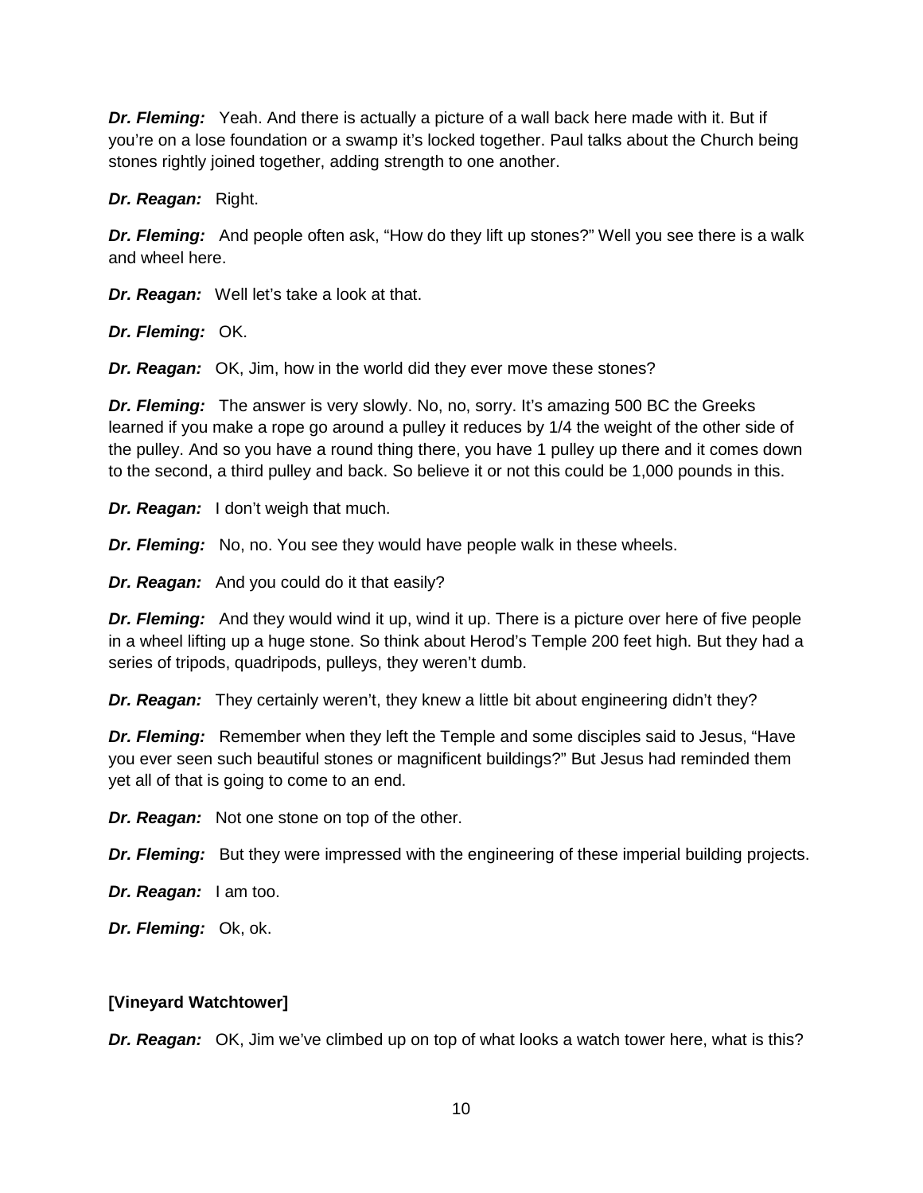***Dr. Fleming:*** Yeah. And there is actually a picture of a wall back here made with it. But if you're on a lose foundation or a swamp it's locked together. Paul talks about the Church being stones rightly joined together, adding strength to one another.

***Dr. Reagan:*** Right.

***Dr. Fleming:*** And people often ask, "How do they lift up stones?" Well you see there is a walk and wheel here.

***Dr. Reagan:*** Well let's take a look at that.

***Dr. Fleming:*** OK.

***Dr. Reagan:*** OK, Jim, how in the world did they ever move these stones?

***Dr. Fleming:*** The answer is very slowly. No, no, sorry. It's amazing 500 BC the Greeks learned if you make a rope go around a pulley it reduces by 1/4 the weight of the other side of the pulley. And so you have a round thing there, you have 1 pulley up there and it comes down to the second, a third pulley and back. So believe it or not this could be 1,000 pounds in this.

***Dr. Reagan:*** I don't weigh that much.

***Dr. Fleming:*** No, no. You see they would have people walk in these wheels.

***Dr. Reagan:*** And you could do it that easily?

***Dr. Fleming:*** And they would wind it up, wind it up. There is a picture over here of five people in a wheel lifting up a huge stone. So think about Herod's Temple 200 feet high. But they had a series of tripods, quadripods, pulleys, they weren't dumb.

***Dr. Reagan:*** They certainly weren't, they knew a little bit about engineering didn't they?

***Dr. Fleming:*** Remember when they left the Temple and some disciples said to Jesus, "Have you ever seen such beautiful stones or magnificent buildings?" But Jesus had reminded them yet all of that is going to come to an end.

***Dr. Reagan:*** Not one stone on top of the other.

***Dr. Fleming:*** But they were impressed with the engineering of these imperial building projects.

***Dr. Reagan:*** I am too.

***Dr. Fleming:*** Ok, ok.

**[Vineyard Watchtower]**

***Dr. Reagan:*** OK, Jim we've climbed up on top of what looks a watch tower here, what is this?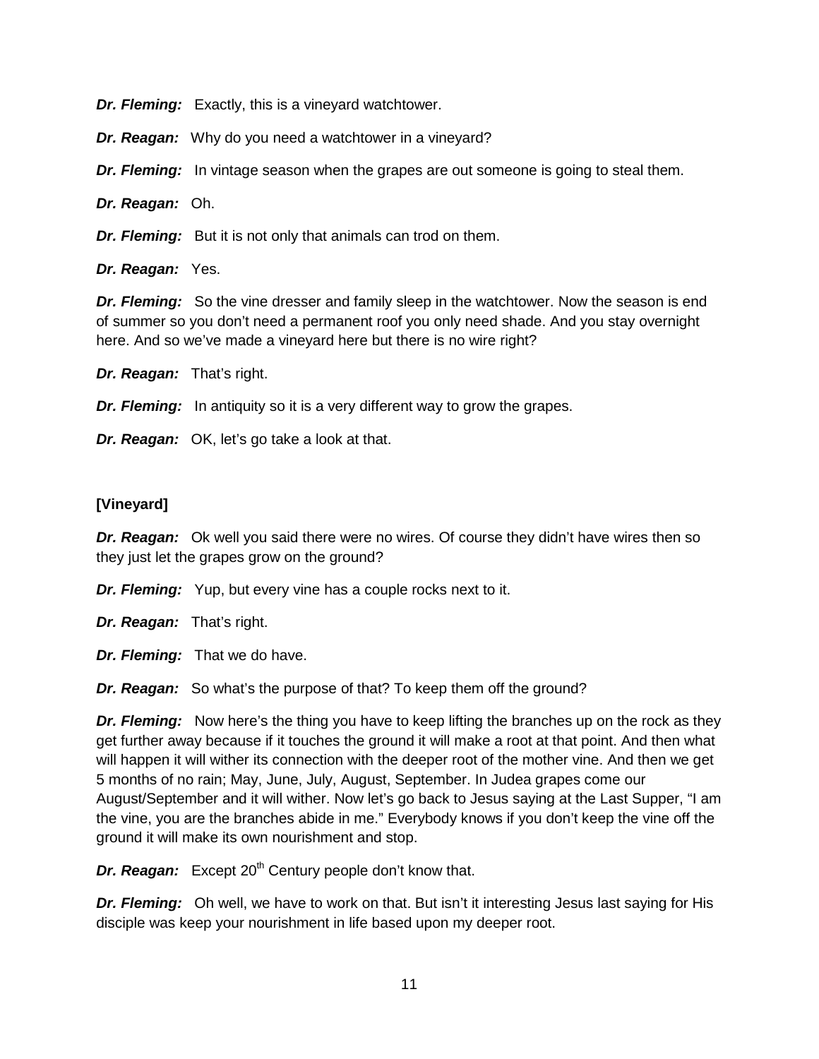***Dr. Fleming:*** Exactly, this is a vineyard watchtower.

***Dr. Reagan:*** Why do you need a watchtower in a vineyard?

***Dr. Fleming:*** In vintage season when the grapes are out someone is going to steal them.

***Dr. Reagan:*** Oh.

***Dr. Fleming:*** But it is not only that animals can trod on them.

***Dr. Reagan:*** Yes.

***Dr. Fleming:*** So the vine dresser and family sleep in the watchtower. Now the season is end of summer so you don't need a permanent roof you only need shade. And you stay overnight here. And so we've made a vineyard here but there is no wire right?

***Dr. Reagan:*** That's right.

***Dr. Fleming:*** In antiquity so it is a very different way to grow the grapes.

***Dr. Reagan:*** OK, let's go take a look at that.

**[Vineyard]**

***Dr. Reagan:*** Ok well you said there were no wires. Of course they didn't have wires then so they just let the grapes grow on the ground?

***Dr. Fleming:*** Yup, but every vine has a couple rocks next to it.

***Dr. Reagan:*** That's right.

***Dr. Fleming:*** That we do have.

***Dr. Reagan:*** So what's the purpose of that? To keep them off the ground?

***Dr. Fleming:*** Now here's the thing you have to keep lifting the branches up on the rock as they get further away because if it touches the ground it will make a root at that point. And then what will happen it will wither its connection with the deeper root of the mother vine. And then we get 5 months of no rain; May, June, July, August, September. In Judea grapes come our August/September and it will wither. Now let's go back to Jesus saying at the Last Supper, "I am the vine, you are the branches abide in me." Everybody knows if you don't keep the vine off the ground it will make its own nourishment and stop.

***Dr. Reagan:*** Except 20th Century people don't know that.

***Dr. Fleming:*** Oh well, we have to work on that. But isn't it interesting Jesus last saying for His disciple was keep your nourishment in life based upon my deeper root.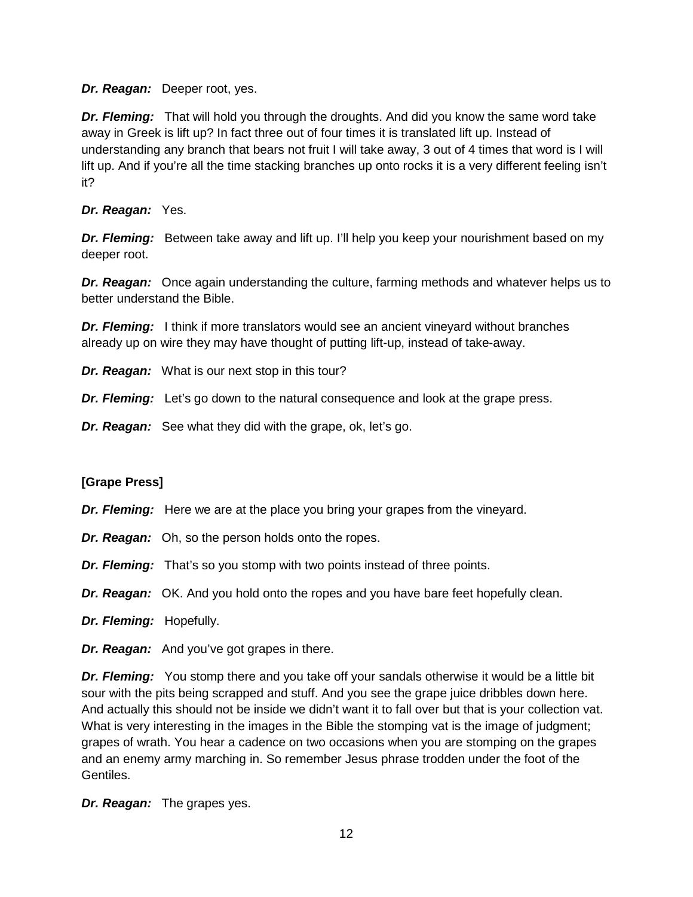***Dr. Reagan:*** Deeper root, yes.

***Dr. Fleming:*** That will hold you through the droughts. And did you know the same word take away in Greek is lift up? In fact three out of four times it is translated lift up. Instead of understanding any branch that bears not fruit I will take away, 3 out of 4 times that word is I will lift up. And if you're all the time stacking branches up onto rocks it is a very different feeling isn't it?

***Dr. Reagan:*** Yes.

***Dr. Fleming:*** Between take away and lift up. I'll help you keep your nourishment based on my deeper root.

***Dr. Reagan:*** Once again understanding the culture, farming methods and whatever helps us to better understand the Bible.

***Dr. Fleming:*** I think if more translators would see an ancient vineyard without branches already up on wire they may have thought of putting lift-up, instead of take-away.

***Dr. Reagan:*** What is our next stop in this tour?

***Dr. Fleming:*** Let's go down to the natural consequence and look at the grape press.

***Dr. Reagan:*** See what they did with the grape, ok, let's go.

**[Grape Press]**

***Dr. Fleming:*** Here we are at the place you bring your grapes from the vineyard.

***Dr. Reagan:*** Oh, so the person holds onto the ropes.

***Dr. Fleming:*** That's so you stomp with two points instead of three points.

***Dr. Reagan:*** OK. And you hold onto the ropes and you have bare feet hopefully clean.

***Dr. Fleming:*** Hopefully.

***Dr. Reagan:*** And you've got grapes in there.

***Dr. Fleming:*** You stomp there and you take off your sandals otherwise it would be a little bit sour with the pits being scrapped and stuff. And you see the grape juice dribbles down here. And actually this should not be inside we didn't want it to fall over but that is your collection vat. What is very interesting in the images in the Bible the stomping vat is the image of judgment; grapes of wrath. You hear a cadence on two occasions when you are stomping on the grapes and an enemy army marching in. So remember Jesus phrase trodden under the foot of the Gentiles.

***Dr. Reagan:*** The grapes yes.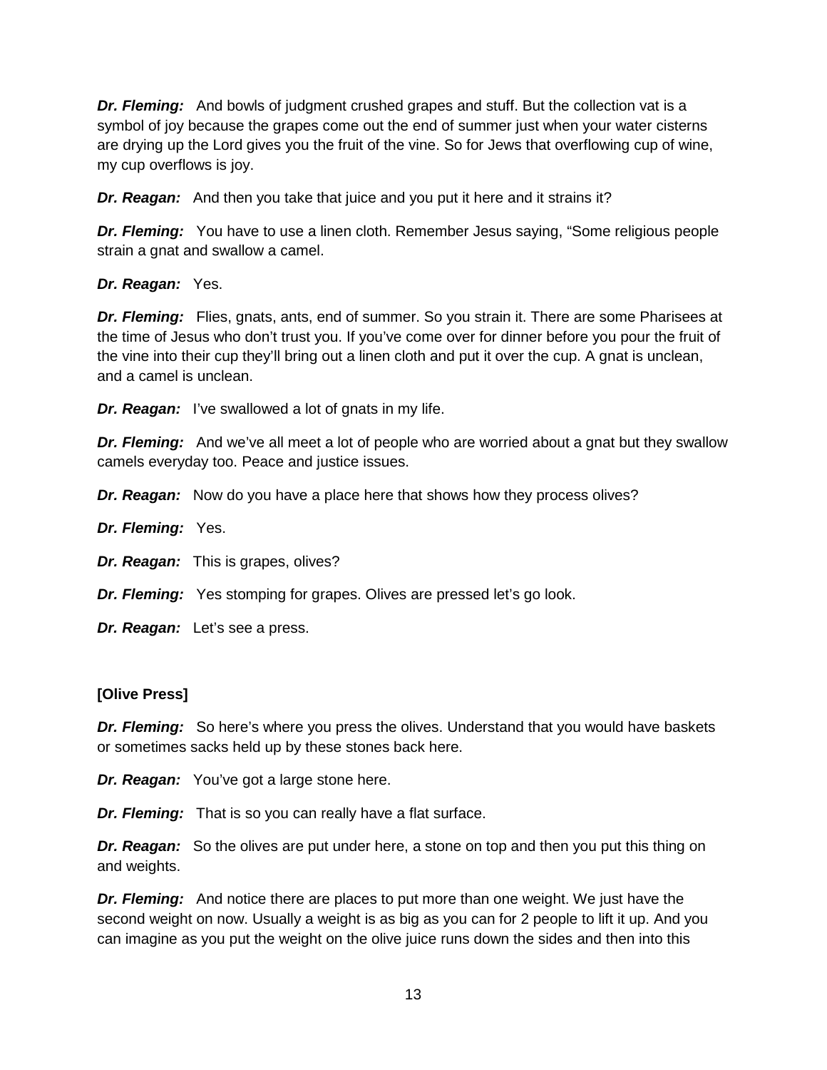***Dr. Fleming:*** And bowls of judgment crushed grapes and stuff. But the collection vat is a symbol of joy because the grapes come out the end of summer just when your water cisterns are drying up the Lord gives you the fruit of the vine. So for Jews that overflowing cup of wine, my cup overflows is joy.

***Dr. Reagan:*** And then you take that juice and you put it here and it strains it?

***Dr. Fleming:*** You have to use a linen cloth. Remember Jesus saying, "Some religious people strain a gnat and swallow a camel.

***Dr. Reagan:*** Yes.

***Dr. Fleming:*** Flies, gnats, ants, end of summer. So you strain it. There are some Pharisees at the time of Jesus who don't trust you. If you've come over for dinner before you pour the fruit of the vine into their cup they'll bring out a linen cloth and put it over the cup. A gnat is unclean, and a camel is unclean.

***Dr. Reagan:*** I've swallowed a lot of gnats in my life.

***Dr. Fleming:*** And we've all meet a lot of people who are worried about a gnat but they swallow camels everyday too. Peace and justice issues.

***Dr. Reagan:*** Now do you have a place here that shows how they process olives?

***Dr. Fleming:*** Yes.

***Dr. Reagan:*** This is grapes, olives?

***Dr. Fleming:*** Yes stomping for grapes. Olives are pressed let's go look.

***Dr. Reagan:*** Let's see a press.

**[Olive Press]**

***Dr. Fleming:*** So here's where you press the olives. Understand that you would have baskets or sometimes sacks held up by these stones back here.

***Dr. Reagan:*** You've got a large stone here.

***Dr. Fleming:*** That is so you can really have a flat surface.

***Dr. Reagan:*** So the olives are put under here, a stone on top and then you put this thing on and weights.

***Dr. Fleming:*** And notice there are places to put more than one weight. We just have the second weight on now. Usually a weight is as big as you can for 2 people to lift it up. And you can imagine as you put the weight on the olive juice runs down the sides and then into this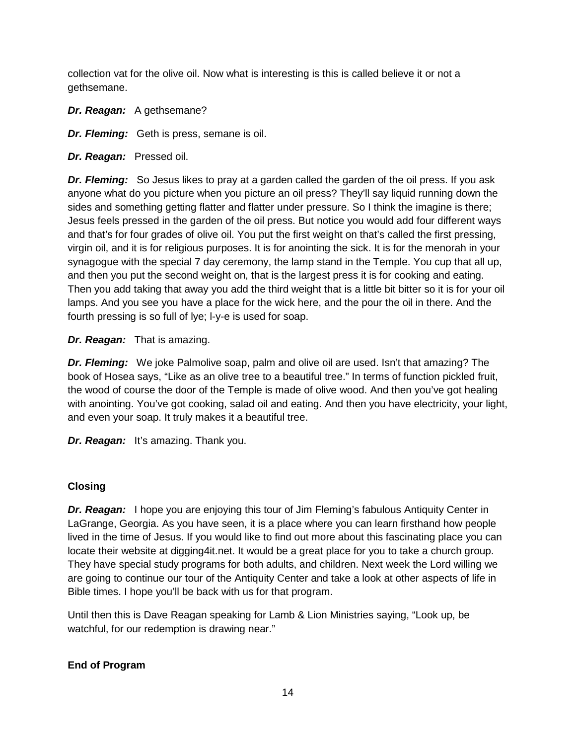collection vat for the olive oil. Now what is interesting is this is called believe it or not a gethsemane.

***Dr. Reagan:*** A gethsemane?

***Dr. Fleming:*** Geth is press, semane is oil.

***Dr. Reagan:*** Pressed oil.

***Dr. Fleming:*** So Jesus likes to pray at a garden called the garden of the oil press. If you ask anyone what do you picture when you picture an oil press? They'll say liquid running down the sides and something getting flatter and flatter under pressure. So I think the imagine is there; Jesus feels pressed in the garden of the oil press. But notice you would add four different ways and that's for four grades of olive oil. You put the first weight on that's called the first pressing, virgin oil, and it is for religious purposes. It is for anointing the sick. It is for the menorah in your synagogue with the special 7 day ceremony, the lamp stand in the Temple. You cup that all up, and then you put the second weight on, that is the largest press it is for cooking and eating. Then you add taking that away you add the third weight that is a little bit bitter so it is for your oil lamps. And you see you have a place for the wick here, and the pour the oil in there. And the fourth pressing is so full of lye; l-y-e is used for soap.

***Dr. Reagan:*** That is amazing.

***Dr. Fleming:*** We joke Palmolive soap, palm and olive oil are used. Isn't that amazing? The book of Hosea says, "Like as an olive tree to a beautiful tree." In terms of function pickled fruit, the wood of course the door of the Temple is made of olive wood. And then you've got healing with anointing. You've got cooking, salad oil and eating. And then you have electricity, your light, and even your soap. It truly makes it a beautiful tree.

***Dr. Reagan:*** It's amazing. Thank you.

**Closing**

***Dr. Reagan:*** I hope you are enjoying this tour of Jim Fleming's fabulous Antiquity Center in LaGrange, Georgia. As you have seen, it is a place where you can learn firsthand how people lived in the time of Jesus. If you would like to find out more about this fascinating place you can locate their website at digging4it.net. It would be a great place for you to take a church group. They have special study programs for both adults, and children. Next week the Lord willing we are going to continue our tour of the Antiquity Center and take a look at other aspects of life in Bible times. I hope you'll be back with us for that program.

Until then this is Dave Reagan speaking for Lamb & Lion Ministries saying, "Look up, be watchful, for our redemption is drawing near."

**End of Program**